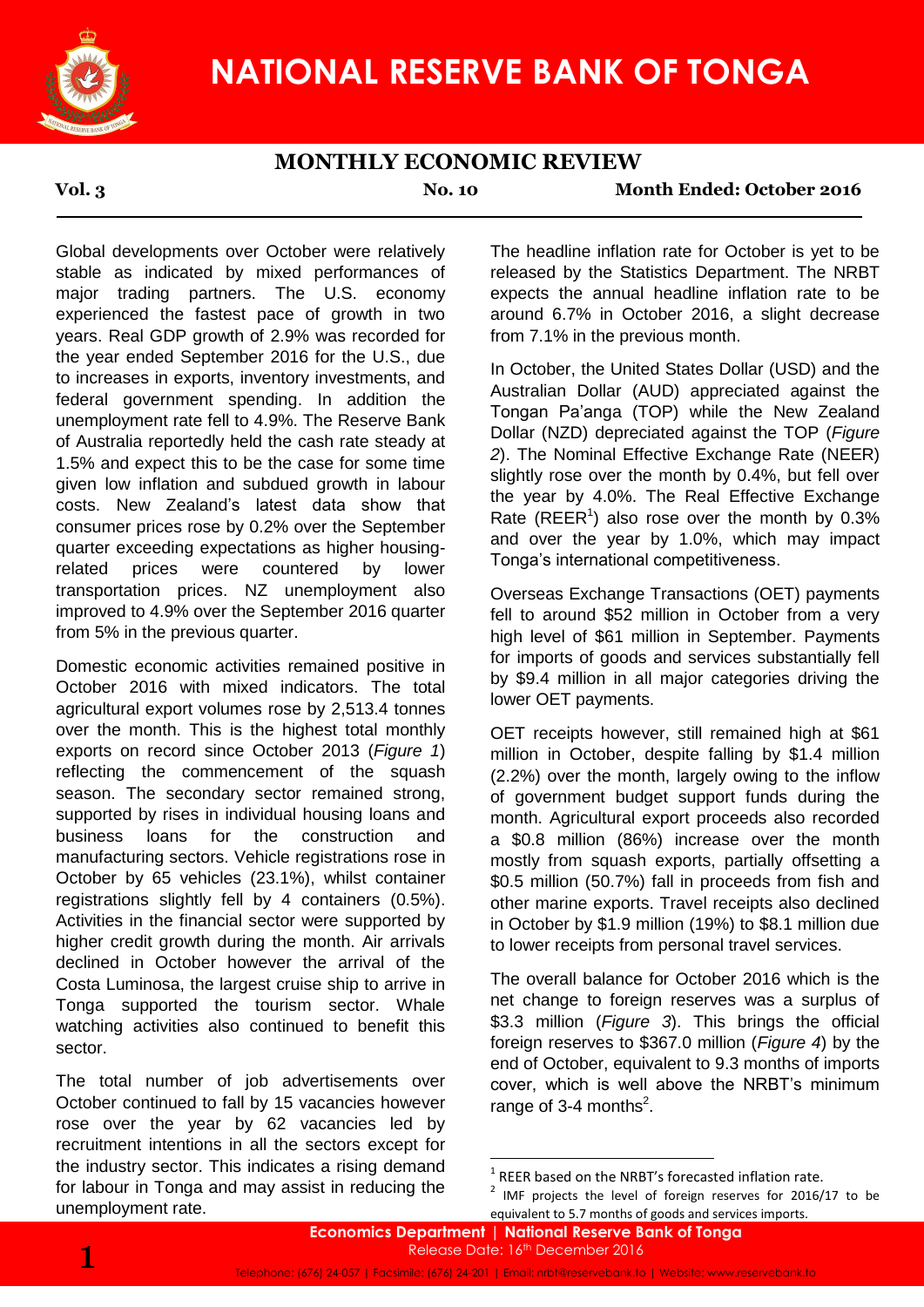# NATIONAL RESERVE BANK OF TONGA

## MONTHLY ECONOMIC REVIEW

**Vol. 3** **No. 10** **Month Ended: October 2016**

Global developments over October were relatively stable as indicated by mixed performances of major trading partners. The U.S. economy experienced the fastest pace of growth in two years. Real GDP growth of 2.9% was recorded for the year ended September 2016 for the U.S., due to increases in exports, inventory investments, and federal government spending. In addition the unemployment rate fell to 4.9%. The Reserve Bank of Australia reportedly held the cash rate steady at 1.5% and expect this to be the case for some time given low inflation and subdued growth in labour costs. New Zealand's latest data show that consumer prices rose by 0.2% over the September quarter exceeding expectations as higher housing-related prices were countered by lower transportation prices. NZ unemployment also improved to 4.9% over the September 2016 quarter from 5% in the previous quarter.

Domestic economic activities remained positive in October 2016 with mixed indicators. The total agricultural export volumes rose by 2,513.4 tonnes over the month. This is the highest total monthly exports on record since October 2013 (*Figure 1*) reflecting the commencement of the squash season. The secondary sector remained strong, supported by rises in individual housing loans and business loans for the construction and manufacturing sectors. Vehicle registrations rose in October by 65 vehicles (23.1%), whilst container registrations slightly fell by 4 containers (0.5%). Activities in the financial sector were supported by higher credit growth during the month. Air arrivals declined in October however the arrival of the Costa Luminosa, the largest cruise ship to arrive in Tonga supported the tourism sector. Whale watching activities also continued to benefit this sector.

The total number of job advertisements over October continued to fall by 15 vacancies however rose over the year by 62 vacancies led by recruitment intentions in all the sectors except for the industry sector. This indicates a rising demand for labour in Tonga and may assist in reducing the unemployment rate.

The headline inflation rate for October is yet to be released by the Statistics Department. The NRBT expects the annual headline inflation rate to be around 6.7% in October 2016, a slight decrease from 7.1% in the previous month.

In October, the United States Dollar (USD) and the Australian Dollar (AUD) appreciated against the Tongan Pa'anga (TOP) while the New Zealand Dollar (NZD) depreciated against the TOP (*Figure 2*). The Nominal Effective Exchange Rate (NEER) slightly rose over the month by 0.4%, but fell over the year by 4.0%. The Real Effective Exchange Rate (REER[1]) also rose over the month by 0.3% and over the year by 1.0%, which may impact Tonga's international competitiveness.

Overseas Exchange Transactions (OET) payments fell to around $52 million in October from a very high level of $61 million in September. Payments for imports of goods and services substantially fell by $9.4 million in all major categories driving the lower OET payments.

OET receipts however, still remained high at $61 million in October, despite falling by $1.4 million (2.2%) over the month, largely owing to the inflow of government budget support funds during the month. Agricultural export proceeds also recorded a $0.8 million (86%) increase over the month mostly from squash exports, partially offsetting a $0.5 million (50.7%) fall in proceeds from fish and other marine exports. Travel receipts also declined in October by $1.9 million (19%) to $8.1 million due to lower receipts from personal travel services.

The overall balance for October 2016 which is the net change to foreign reserves was a surplus of $3.3 million (*Figure 3*). This brings the official foreign reserves to $367.0 million (*Figure 4*) by the end of October, equivalent to 9.3 months of imports cover, which is well above the NRBT's minimum range of 3-4 months[2].

[1] REER based on the NRBT's forecasted inflation rate.

[2] IMF projects the level of foreign reserves for 2016/17 to be equivalent to 5.7 months of goods and services imports.

**Economics Department | National Reserve Bank of Tonga**
Release Date: 16th December 2016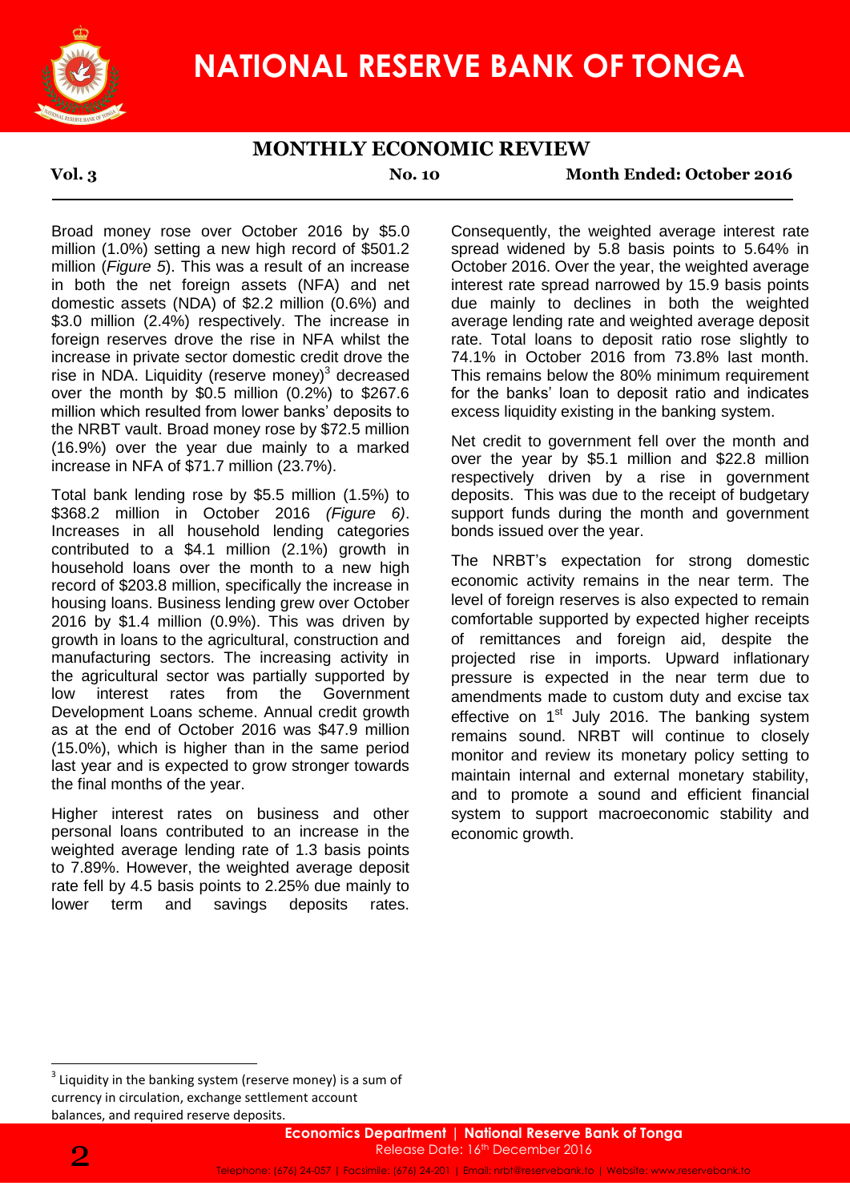Broad money rose over October 2016 by $5.0 million (1.0%) setting a new high record of $501.2 million (*Figure 5*). This was a result of an increase in both the net foreign assets (NFA) and net domestic assets (NDA) of $2.2 million (0.6%) and $3.0 million (2.4%) respectively. The increase in foreign reserves drove the rise in NFA whilst the increase in private sector domestic credit drove the rise in NDA. Liquidity (reserve money)[3] decreased over the month by $0.5 million (0.2%) to $267.6 million which resulted from lower banks' deposits to the NRBT vault. Broad money rose by $72.5 million (16.9%) over the year due mainly to a marked increase in NFA of $71.7 million (23.7%).

Total bank lending rose by $5.5 million (1.5%) to $368.2 million in October 2016 *(Figure 6)*. Increases in all household lending categories contributed to a $4.1 million (2.1%) growth in household loans over the month to a new high record of $203.8 million, specifically the increase in housing loans. Business lending grew over October 2016 by $1.4 million (0.9%). This was driven by growth in loans to the agricultural, construction and manufacturing sectors. The increasing activity in the agricultural sector was partially supported by low interest rates from the Government Development Loans scheme. Annual credit growth as at the end of October 2016 was $47.9 million (15.0%), which is higher than in the same period last year and is expected to grow stronger towards the final months of the year.

Higher interest rates on business and other personal loans contributed to an increase in the weighted average lending rate of 1.3 basis points to 7.89%. However, the weighted average deposit rate fell by 4.5 basis points to 2.25% due mainly to lower term and savings deposits rates. Consequently, the weighted average interest rate spread widened by 5.8 basis points to 5.64% in October 2016. Over the year, the weighted average interest rate spread narrowed by 15.9 basis points due mainly to declines in both the weighted average lending rate and weighted average deposit rate. Total loans to deposit ratio rose slightly to 74.1% in October 2016 from 73.8% last month. This remains below the 80% minimum requirement for the banks' loan to deposit ratio and indicates excess liquidity existing in the banking system.

Net credit to government fell over the month and over the year by $5.1 million and $22.8 million respectively driven by a rise in government deposits. This was due to the receipt of budgetary support funds during the month and government bonds issued over the year.

The NRBT's expectation for strong domestic economic activity remains in the near term. The level of foreign reserves is also expected to remain comfortable supported by expected higher receipts of remittances and foreign aid, despite the projected rise in imports. Upward inflationary pressure is expected in the near term due to amendments made to custom duty and excise tax effective on 1st July 2016. The banking system remains sound. NRBT will continue to closely monitor and review its monetary policy setting to maintain internal and external monetary stability, and to promote a sound and efficient financial system to support macroeconomic stability and economic growth.

[3] Liquidity in the banking system (reserve money) is a sum of currency in circulation, exchange settlement account balances, and required reserve deposits.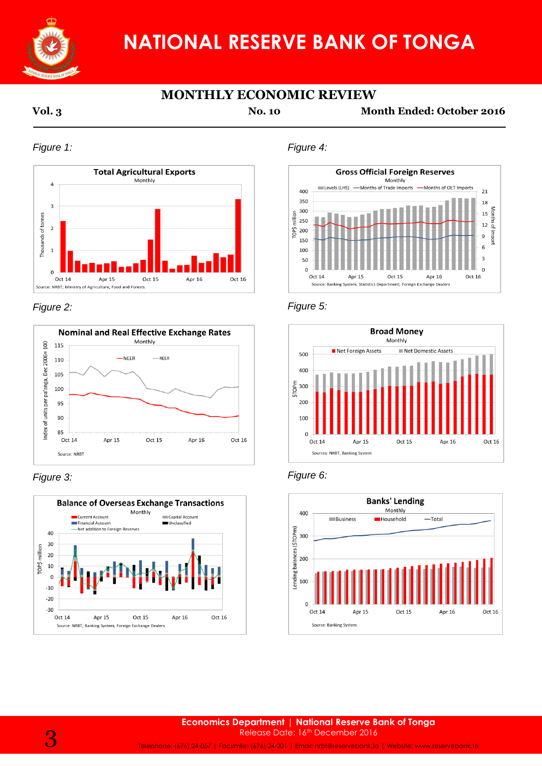# NATIONAL RESERVE BANK OF TONGA

## MONTHLY ECONOMIC REVIEW

**Vol. 3** **No. 10** **Month Ended: October 2016**

*Figure 1:*

Total Agricultural Exports
Monthly
Thousands of tonnes
4
3
2
1
0
Oct 14 Apr 15 Oct 15 Apr 16 Oct 16
Source: NRBT; Ministry of Agriculture, Food and Forests.

*Figure 2:*

Nominal and Real Effective Exchange Rates
Monthly
Index of units per pa'anga, Dec 2006= 100
NEER
REER
115
110
105
100
95
90
85
Oct 14 Apr 15 Oct 15 Apr 16 Oct 16
Source: NRBT

*Figure 3:*

Balance of Overseas Exchange Transactions
Monthly
Current Account
Capital Account
Financial Account
Unclassified
Net addition to Foreign Reserves
TOP$ million
40
30
20
10
0
-10
-20
-30
Oct 14 Apr 15 Oct 15 Apr 16 Oct 16
Source: NRBT; Banking System; Foreign Exchange Dealers

*Figure 4:*

Gross Official Foreign Reserves
Monthly
Levels (LHS)
Months of Trade Imports
Months of OET Imports
TOP$ million
400
350
300
250
200
150
100
50
0
Months of Import
21
18
15
12
9
6
3
0
Oct 14 Apr 15 Oct 15 Apr 16 Oct 16
Source: Banking System; Statistics Department; Foreign Exchange Dealers

*Figure 5:*

Broad Money
Monthly
Net Foreign Assets
Net Domestic Assets
$TOPm
500
400
300
200
100
0
Oct 14 Apr 15 Oct 15 Apr 16 Oct 16
Sources: NRBT, Banking System

*Figure 6:*

Banks' Lending
Monthly
Business
Household
Total
Lending balances ($TOPm)
400
300
200
100
0
Oct 14 Apr 15 Oct 15 Apr 16 Oct 16
Source: Banking System

**Economics Department | National Reserve Bank of Tonga**
Release Date: 16th December 2016
Telephone: (676) 24-057 | Facsimile: (676) 24-201 | Email: nrbt@reservebank.to | Website: www.reservebank.to